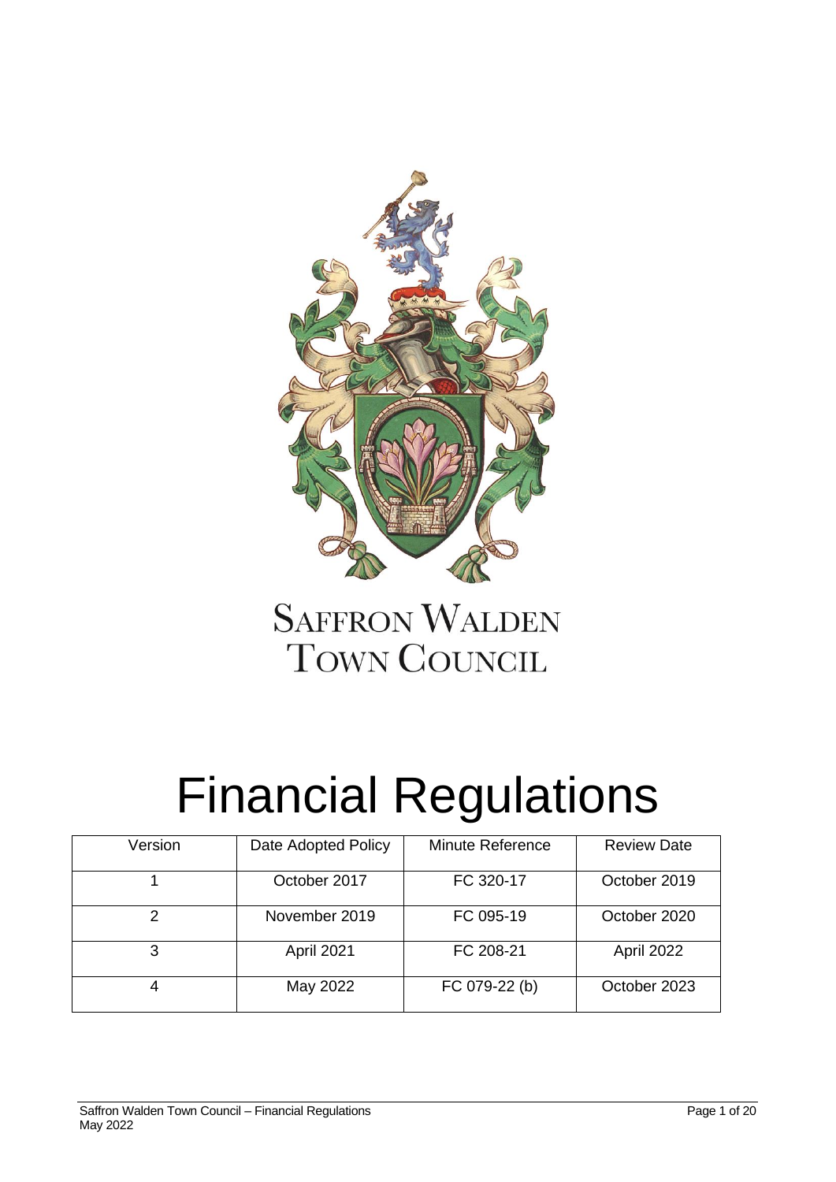# Saffron Walden Town Council

# Financial Regulations

| Version | Date Adopted Policy | Minute Reference | Review Date |
|---|---|---|---|
| 1 | October 2017 | FC 320-17 | October 2019 |
| 2 | November 2019 | FC 095-19 | October 2020 |
| 3 | April 2021 | FC 208-21 | April 2022 |
| 4 | May 2022 | FC 079-22 (b) | October 2023 |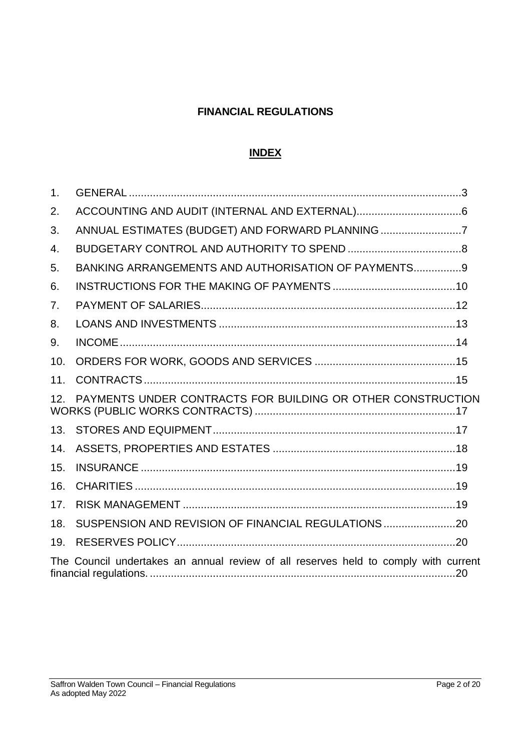# FINANCIAL REGULATIONS

## INDEX

1. GENERAL ..... 3
2. ACCOUNTING AND AUDIT (INTERNAL AND EXTERNAL) ..... 6
3. ANNUAL ESTIMATES (BUDGET) AND FORWARD PLANNING ..... 7
4. BUDGETARY CONTROL AND AUTHORITY TO SPEND ..... 8
5. BANKING ARRANGEMENTS AND AUTHORISATION OF PAYMENTS ..... 9
6. INSTRUCTIONS FOR THE MAKING OF PAYMENTS ..... 10
7. PAYMENT OF SALARIES ..... 12
8. LOANS AND INVESTMENTS ..... 13
9. INCOME ..... 14
10. ORDERS FOR WORK, GOODS AND SERVICES ..... 15
11. CONTRACTS ..... 15
12. PAYMENTS UNDER CONTRACTS FOR BUILDING OR OTHER CONSTRUCTION WORKS (PUBLIC WORKS CONTRACTS) ..... 17
13. STORES AND EQUIPMENT ..... 17
14. ASSETS, PROPERTIES AND ESTATES ..... 18
15. INSURANCE ..... 19
16. CHARITIES ..... 19
17. RISK MANAGEMENT ..... 19
18. SUSPENSION AND REVISION OF FINANCIAL REGULATIONS ..... 20
19. RESERVES POLICY ..... 20

The Council undertakes an annual review of all reserves held to comply with current financial regulations. ..... 20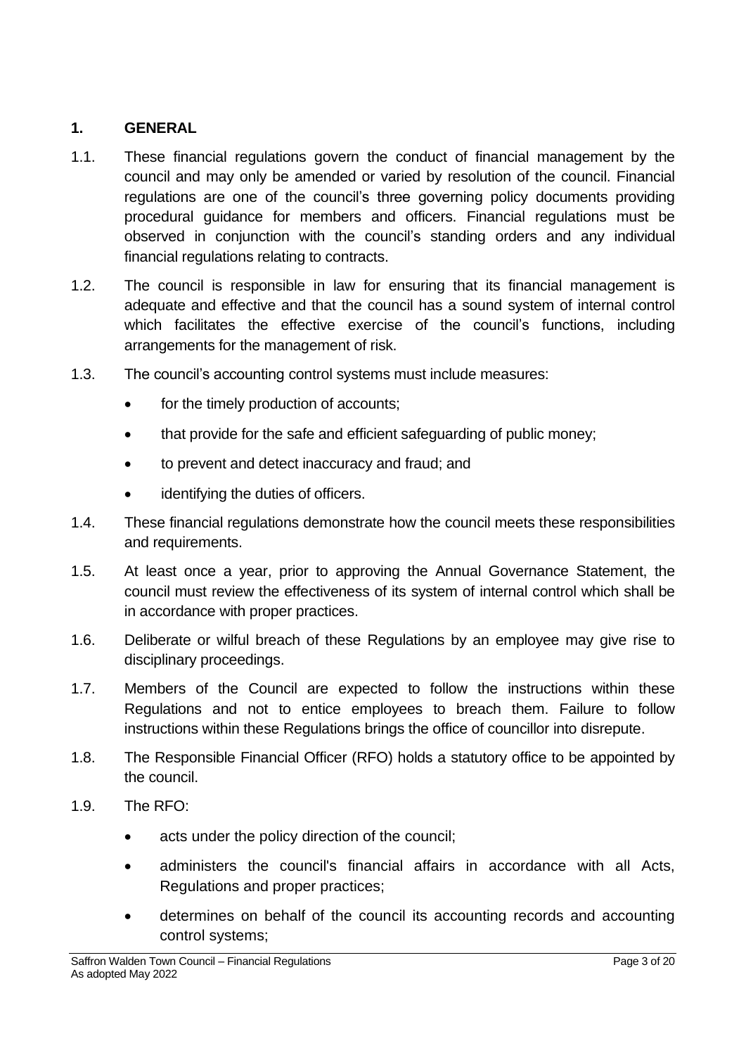## 1. GENERAL

1.1. These financial regulations govern the conduct of financial management by the council and may only be amended or varied by resolution of the council. Financial regulations are one of the council's three governing policy documents providing procedural guidance for members and officers. Financial regulations must be observed in conjunction with the council's standing orders and any individual financial regulations relating to contracts.

1.2. The council is responsible in law for ensuring that its financial management is adequate and effective and that the council has a sound system of internal control which facilitates the effective exercise of the council's functions, including arrangements for the management of risk.

1.3. The council's accounting control systems must include measures:

- for the timely production of accounts;
- that provide for the safe and efficient safeguarding of public money;
- to prevent and detect inaccuracy and fraud; and
- identifying the duties of officers.

1.4. These financial regulations demonstrate how the council meets these responsibilities and requirements.

1.5. At least once a year, prior to approving the Annual Governance Statement, the council must review the effectiveness of its system of internal control which shall be in accordance with proper practices.

1.6. Deliberate or wilful breach of these Regulations by an employee may give rise to disciplinary proceedings.

1.7. Members of the Council are expected to follow the instructions within these Regulations and not to entice employees to breach them. Failure to follow instructions within these Regulations brings the office of councillor into disrepute.

1.8. The Responsible Financial Officer (RFO) holds a statutory office to be appointed by the council.

1.9. The RFO:

- acts under the policy direction of the council;
- administers the council's financial affairs in accordance with all Acts, Regulations and proper practices;
- determines on behalf of the council its accounting records and accounting control systems;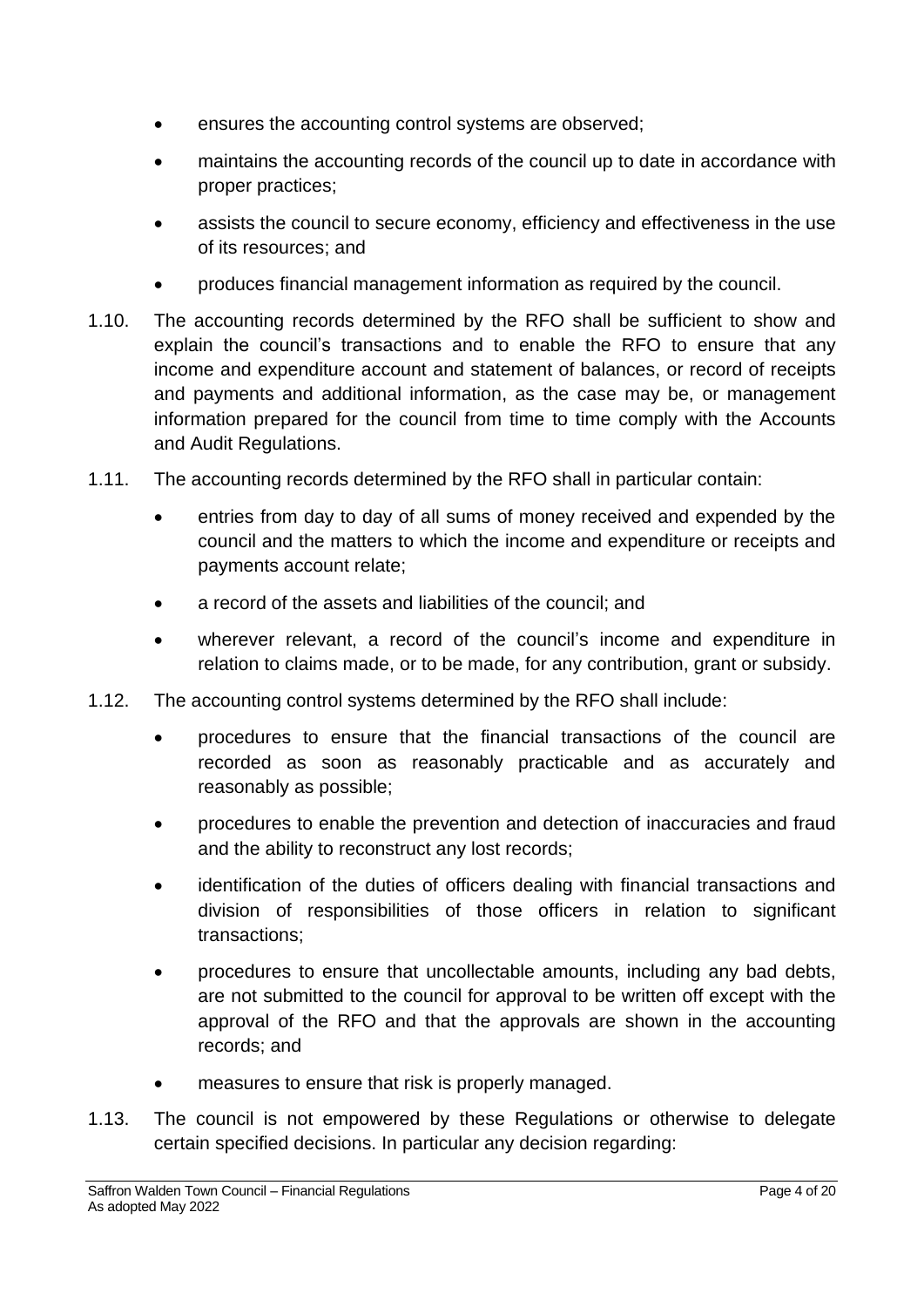- ensures the accounting control systems are observed;
- maintains the accounting records of the council up to date in accordance with proper practices;
- assists the council to secure economy, efficiency and effectiveness in the use of its resources; and
- produces financial management information as required by the council.

1.10. The accounting records determined by the RFO shall be sufficient to show and explain the council's transactions and to enable the RFO to ensure that any income and expenditure account and statement of balances, or record of receipts and payments and additional information, as the case may be, or management information prepared for the council from time to time comply with the Accounts and Audit Regulations.

1.11. The accounting records determined by the RFO shall in particular contain:

- entries from day to day of all sums of money received and expended by the council and the matters to which the income and expenditure or receipts and payments account relate;
- a record of the assets and liabilities of the council; and
- wherever relevant, a record of the council's income and expenditure in relation to claims made, or to be made, for any contribution, grant or subsidy.

1.12. The accounting control systems determined by the RFO shall include:

- procedures to ensure that the financial transactions of the council are recorded as soon as reasonably practicable and as accurately and reasonably as possible;
- procedures to enable the prevention and detection of inaccuracies and fraud and the ability to reconstruct any lost records;
- identification of the duties of officers dealing with financial transactions and division of responsibilities of those officers in relation to significant transactions;
- procedures to ensure that uncollectable amounts, including any bad debts, are not submitted to the council for approval to be written off except with the approval of the RFO and that the approvals are shown in the accounting records; and
- measures to ensure that risk is properly managed.

1.13. The council is not empowered by these Regulations or otherwise to delegate certain specified decisions. In particular any decision regarding: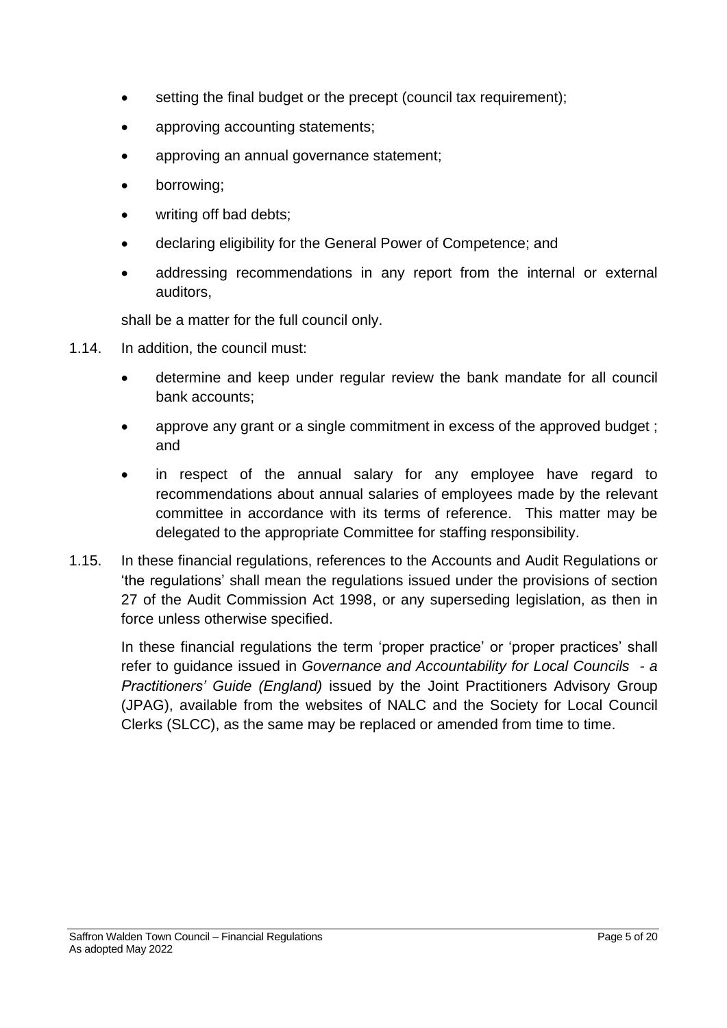- setting the final budget or the precept (council tax requirement);
- approving accounting statements;
- approving an annual governance statement;
- borrowing;
- writing off bad debts;
- declaring eligibility for the General Power of Competence; and
- addressing recommendations in any report from the internal or external auditors,

shall be a matter for the full council only.

1.14. In addition, the council must:

- determine and keep under regular review the bank mandate for all council bank accounts;
- approve any grant or a single commitment in excess of the approved budget ; and
- in respect of the annual salary for any employee have regard to recommendations about annual salaries of employees made by the relevant committee in accordance with its terms of reference. This matter may be delegated to the appropriate Committee for staffing responsibility.

1.15. In these financial regulations, references to the Accounts and Audit Regulations or 'the regulations' shall mean the regulations issued under the provisions of section 27 of the Audit Commission Act 1998, or any superseding legislation, as then in force unless otherwise specified.

In these financial regulations the term 'proper practice' or 'proper practices' shall refer to guidance issued in *Governance and Accountability for Local Councils - a Practitioners' Guide (England)* issued by the Joint Practitioners Advisory Group (JPAG), available from the websites of NALC and the Society for Local Council Clerks (SLCC), as the same may be replaced or amended from time to time.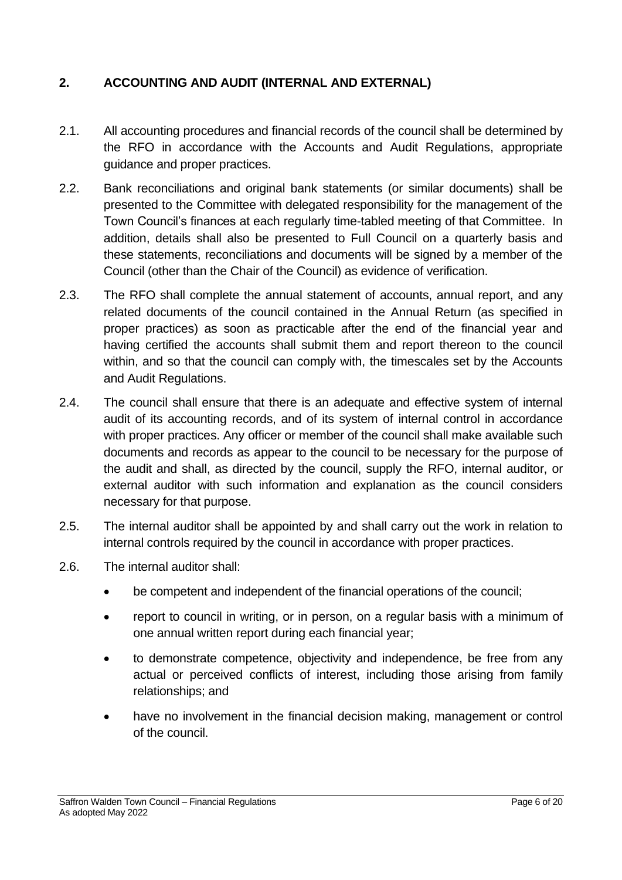## 2. ACCOUNTING AND AUDIT (INTERNAL AND EXTERNAL)

2.1. All accounting procedures and financial records of the council shall be determined by the RFO in accordance with the Accounts and Audit Regulations, appropriate guidance and proper practices.

2.2. Bank reconciliations and original bank statements (or similar documents) shall be presented to the Committee with delegated responsibility for the management of the Town Council's finances at each regularly time-tabled meeting of that Committee. In addition, details shall also be presented to Full Council on a quarterly basis and these statements, reconciliations and documents will be signed by a member of the Council (other than the Chair of the Council) as evidence of verification.

2.3. The RFO shall complete the annual statement of accounts, annual report, and any related documents of the council contained in the Annual Return (as specified in proper practices) as soon as practicable after the end of the financial year and having certified the accounts shall submit them and report thereon to the council within, and so that the council can comply with, the timescales set by the Accounts and Audit Regulations.

2.4. The council shall ensure that there is an adequate and effective system of internal audit of its accounting records, and of its system of internal control in accordance with proper practices. Any officer or member of the council shall make available such documents and records as appear to the council to be necessary for the purpose of the audit and shall, as directed by the council, supply the RFO, internal auditor, or external auditor with such information and explanation as the council considers necessary for that purpose.

2.5. The internal auditor shall be appointed by and shall carry out the work in relation to internal controls required by the council in accordance with proper practices.

2.6. The internal auditor shall:

- be competent and independent of the financial operations of the council;
- report to council in writing, or in person, on a regular basis with a minimum of one annual written report during each financial year;
- to demonstrate competence, objectivity and independence, be free from any actual or perceived conflicts of interest, including those arising from family relationships; and
- have no involvement in the financial decision making, management or control of the council.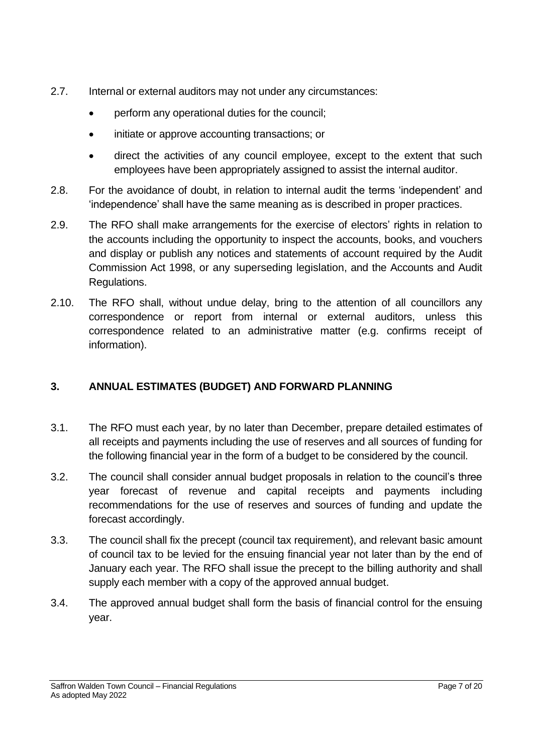2.7. Internal or external auditors may not under any circumstances:

- perform any operational duties for the council;
- initiate or approve accounting transactions; or
- direct the activities of any council employee, except to the extent that such employees have been appropriately assigned to assist the internal auditor.

2.8. For the avoidance of doubt, in relation to internal audit the terms 'independent' and 'independence' shall have the same meaning as is described in proper practices.

2.9. The RFO shall make arrangements for the exercise of electors' rights in relation to the accounts including the opportunity to inspect the accounts, books, and vouchers and display or publish any notices and statements of account required by the Audit Commission Act 1998, or any superseding legislation, and the Accounts and Audit Regulations.

2.10. The RFO shall, without undue delay, bring to the attention of all councillors any correspondence or report from internal or external auditors, unless this correspondence related to an administrative matter (e.g. confirms receipt of information).

## 3. ANNUAL ESTIMATES (BUDGET) AND FORWARD PLANNING

3.1. The RFO must each year, by no later than December, prepare detailed estimates of all receipts and payments including the use of reserves and all sources of funding for the following financial year in the form of a budget to be considered by the council.

3.2. The council shall consider annual budget proposals in relation to the council's three year forecast of revenue and capital receipts and payments including recommendations for the use of reserves and sources of funding and update the forecast accordingly.

3.3. The council shall fix the precept (council tax requirement), and relevant basic amount of council tax to be levied for the ensuing financial year not later than by the end of January each year. The RFO shall issue the precept to the billing authority and shall supply each member with a copy of the approved annual budget.

3.4. The approved annual budget shall form the basis of financial control for the ensuing year.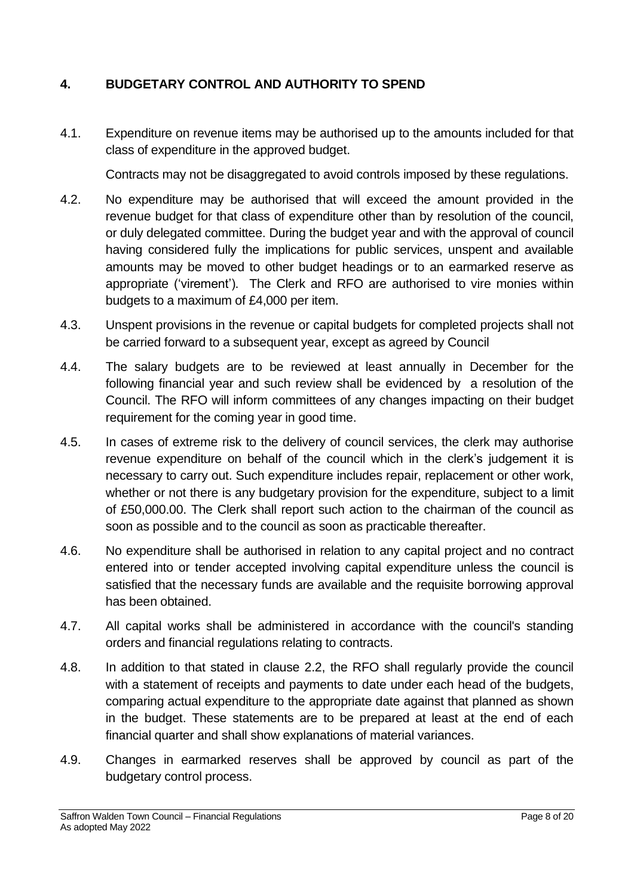## 4. BUDGETARY CONTROL AND AUTHORITY TO SPEND

4.1. Expenditure on revenue items may be authorised up to the amounts included for that class of expenditure in the approved budget.

Contracts may not be disaggregated to avoid controls imposed by these regulations.

4.2. No expenditure may be authorised that will exceed the amount provided in the revenue budget for that class of expenditure other than by resolution of the council, or duly delegated committee. During the budget year and with the approval of council having considered fully the implications for public services, unspent and available amounts may be moved to other budget headings or to an earmarked reserve as appropriate ('virement'). The Clerk and RFO are authorised to vire monies within budgets to a maximum of £4,000 per item.

4.3. Unspent provisions in the revenue or capital budgets for completed projects shall not be carried forward to a subsequent year, except as agreed by Council

4.4. The salary budgets are to be reviewed at least annually in December for the following financial year and such review shall be evidenced by a resolution of the Council. The RFO will inform committees of any changes impacting on their budget requirement for the coming year in good time.

4.5. In cases of extreme risk to the delivery of council services, the clerk may authorise revenue expenditure on behalf of the council which in the clerk's judgement it is necessary to carry out. Such expenditure includes repair, replacement or other work, whether or not there is any budgetary provision for the expenditure, subject to a limit of £50,000.00. The Clerk shall report such action to the chairman of the council as soon as possible and to the council as soon as practicable thereafter.

4.6. No expenditure shall be authorised in relation to any capital project and no contract entered into or tender accepted involving capital expenditure unless the council is satisfied that the necessary funds are available and the requisite borrowing approval has been obtained.

4.7. All capital works shall be administered in accordance with the council's standing orders and financial regulations relating to contracts.

4.8. In addition to that stated in clause 2.2, the RFO shall regularly provide the council with a statement of receipts and payments to date under each head of the budgets, comparing actual expenditure to the appropriate date against that planned as shown in the budget. These statements are to be prepared at least at the end of each financial quarter and shall show explanations of material variances.

4.9. Changes in earmarked reserves shall be approved by council as part of the budgetary control process.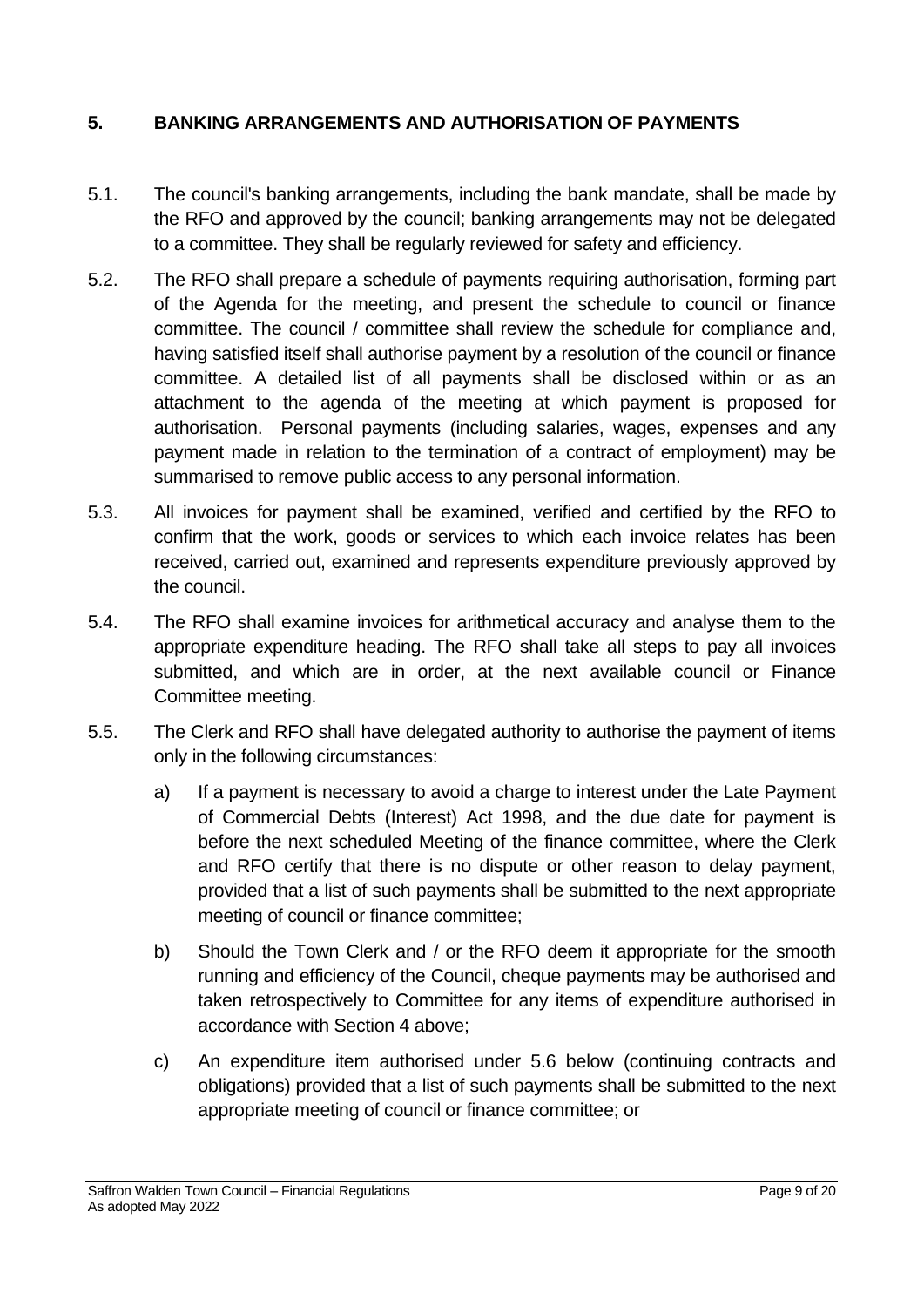## 5. BANKING ARRANGEMENTS AND AUTHORISATION OF PAYMENTS

5.1. The council's banking arrangements, including the bank mandate, shall be made by the RFO and approved by the council; banking arrangements may not be delegated to a committee. They shall be regularly reviewed for safety and efficiency.

5.2. The RFO shall prepare a schedule of payments requiring authorisation, forming part of the Agenda for the meeting, and present the schedule to council or finance committee. The council / committee shall review the schedule for compliance and, having satisfied itself shall authorise payment by a resolution of the council or finance committee. A detailed list of all payments shall be disclosed within or as an attachment to the agenda of the meeting at which payment is proposed for authorisation. Personal payments (including salaries, wages, expenses and any payment made in relation to the termination of a contract of employment) may be summarised to remove public access to any personal information.

5.3. All invoices for payment shall be examined, verified and certified by the RFO to confirm that the work, goods or services to which each invoice relates has been received, carried out, examined and represents expenditure previously approved by the council.

5.4. The RFO shall examine invoices for arithmetical accuracy and analyse them to the appropriate expenditure heading. The RFO shall take all steps to pay all invoices submitted, and which are in order, at the next available council or Finance Committee meeting.

5.5. The Clerk and RFO shall have delegated authority to authorise the payment of items only in the following circumstances:

a) If a payment is necessary to avoid a charge to interest under the Late Payment of Commercial Debts (Interest) Act 1998, and the due date for payment is before the next scheduled Meeting of the finance committee, where the Clerk and RFO certify that there is no dispute or other reason to delay payment, provided that a list of such payments shall be submitted to the next appropriate meeting of council or finance committee;

b) Should the Town Clerk and / or the RFO deem it appropriate for the smooth running and efficiency of the Council, cheque payments may be authorised and taken retrospectively to Committee for any items of expenditure authorised in accordance with Section 4 above;

c) An expenditure item authorised under 5.6 below (continuing contracts and obligations) provided that a list of such payments shall be submitted to the next appropriate meeting of council or finance committee; or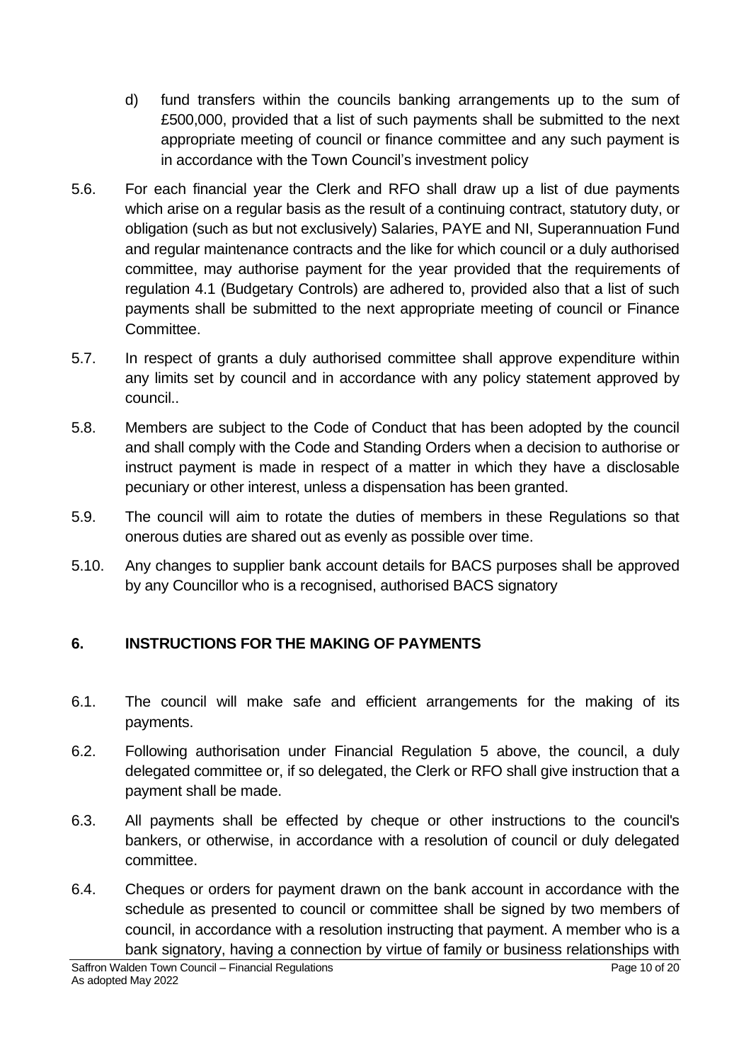d) fund transfers within the councils banking arrangements up to the sum of £500,000, provided that a list of such payments shall be submitted to the next appropriate meeting of council or finance committee and any such payment is in accordance with the Town Council's investment policy

5.6. For each financial year the Clerk and RFO shall draw up a list of due payments which arise on a regular basis as the result of a continuing contract, statutory duty, or obligation (such as but not exclusively) Salaries, PAYE and NI, Superannuation Fund and regular maintenance contracts and the like for which council or a duly authorised committee, may authorise payment for the year provided that the requirements of regulation 4.1 (Budgetary Controls) are adhered to, provided also that a list of such payments shall be submitted to the next appropriate meeting of council or Finance Committee.

5.7. In respect of grants a duly authorised committee shall approve expenditure within any limits set by council and in accordance with any policy statement approved by council..

5.8. Members are subject to the Code of Conduct that has been adopted by the council and shall comply with the Code and Standing Orders when a decision to authorise or instruct payment is made in respect of a matter in which they have a disclosable pecuniary or other interest, unless a dispensation has been granted.

5.9. The council will aim to rotate the duties of members in these Regulations so that onerous duties are shared out as evenly as possible over time.

5.10. Any changes to supplier bank account details for BACS purposes shall be approved by any Councillor who is a recognised, authorised BACS signatory

## 6. INSTRUCTIONS FOR THE MAKING OF PAYMENTS

6.1. The council will make safe and efficient arrangements for the making of its payments.

6.2. Following authorisation under Financial Regulation 5 above, the council, a duly delegated committee or, if so delegated, the Clerk or RFO shall give instruction that a payment shall be made.

6.3. All payments shall be effected by cheque or other instructions to the council's bankers, or otherwise, in accordance with a resolution of council or duly delegated committee.

6.4. Cheques or orders for payment drawn on the bank account in accordance with the schedule as presented to council or committee shall be signed by two members of council, in accordance with a resolution instructing that payment. A member who is a bank signatory, having a connection by virtue of family or business relationships with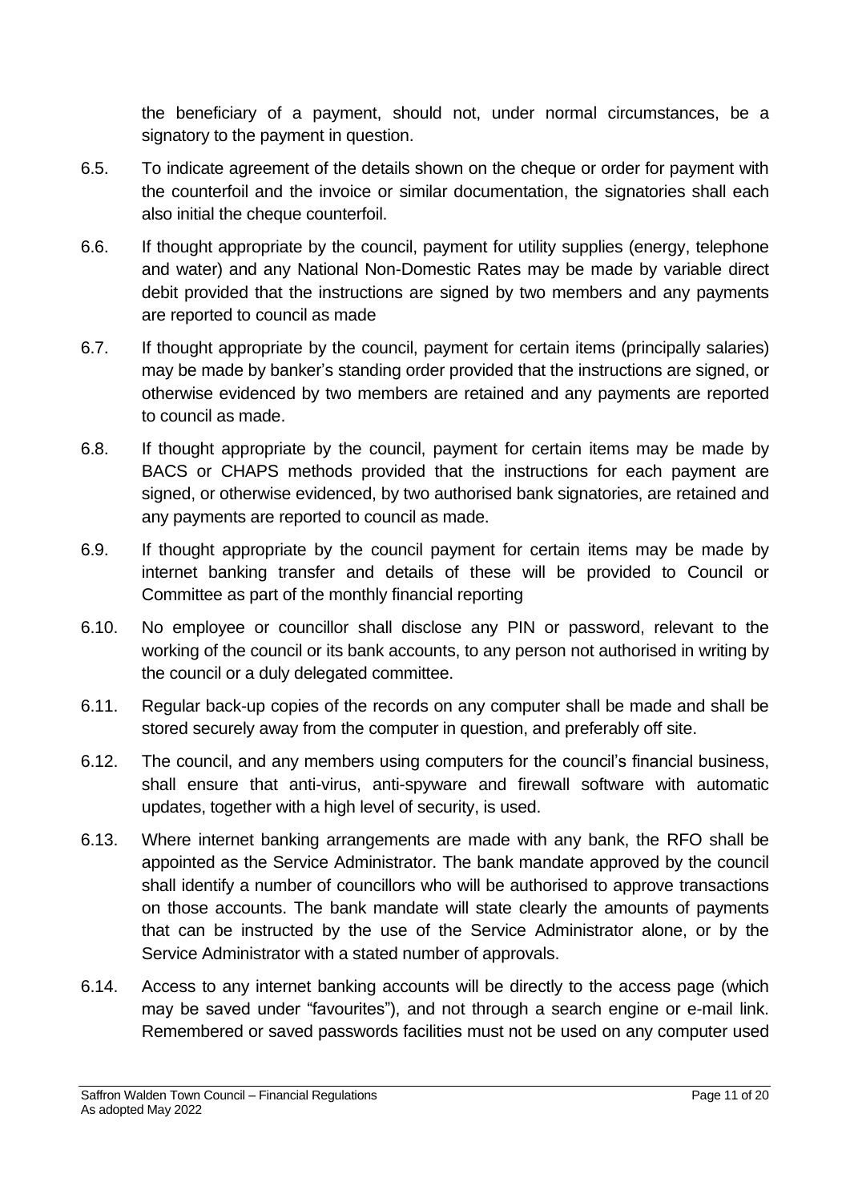the beneficiary of a payment, should not, under normal circumstances, be a signatory to the payment in question.

6.5. To indicate agreement of the details shown on the cheque or order for payment with the counterfoil and the invoice or similar documentation, the signatories shall each also initial the cheque counterfoil.

6.6. If thought appropriate by the council, payment for utility supplies (energy, telephone and water) and any National Non-Domestic Rates may be made by variable direct debit provided that the instructions are signed by two members and any payments are reported to council as made

6.7. If thought appropriate by the council, payment for certain items (principally salaries) may be made by banker's standing order provided that the instructions are signed, or otherwise evidenced by two members are retained and any payments are reported to council as made.

6.8. If thought appropriate by the council, payment for certain items may be made by BACS or CHAPS methods provided that the instructions for each payment are signed, or otherwise evidenced, by two authorised bank signatories, are retained and any payments are reported to council as made.

6.9. If thought appropriate by the council payment for certain items may be made by internet banking transfer and details of these will be provided to Council or Committee as part of the monthly financial reporting

6.10. No employee or councillor shall disclose any PIN or password, relevant to the working of the council or its bank accounts, to any person not authorised in writing by the council or a duly delegated committee.

6.11. Regular back-up copies of the records on any computer shall be made and shall be stored securely away from the computer in question, and preferably off site.

6.12. The council, and any members using computers for the council's financial business, shall ensure that anti-virus, anti-spyware and firewall software with automatic updates, together with a high level of security, is used.

6.13. Where internet banking arrangements are made with any bank, the RFO shall be appointed as the Service Administrator. The bank mandate approved by the council shall identify a number of councillors who will be authorised to approve transactions on those accounts. The bank mandate will state clearly the amounts of payments that can be instructed by the use of the Service Administrator alone, or by the Service Administrator with a stated number of approvals.

6.14. Access to any internet banking accounts will be directly to the access page (which may be saved under "favourites"), and not through a search engine or e-mail link. Remembered or saved passwords facilities must not be used on any computer used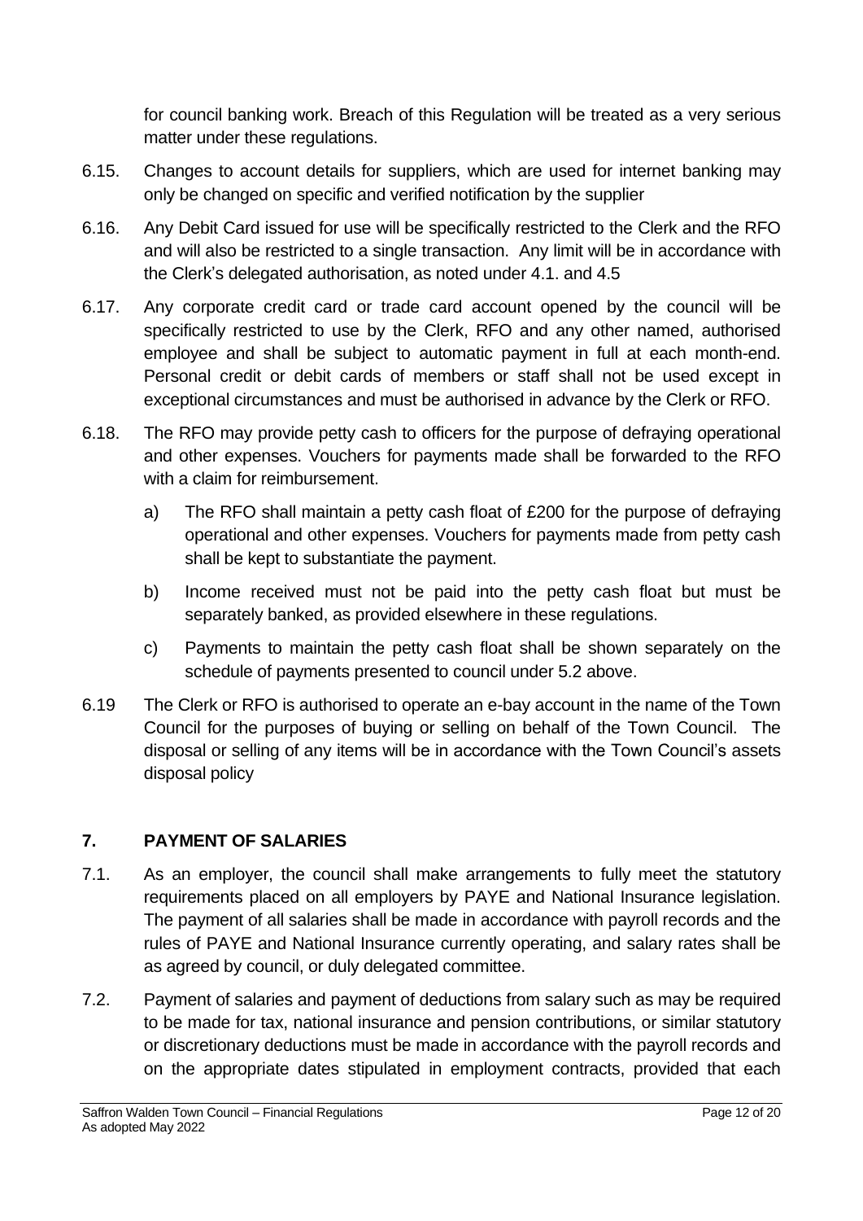for council banking work. Breach of this Regulation will be treated as a very serious matter under these regulations.

6.15. Changes to account details for suppliers, which are used for internet banking may only be changed on specific and verified notification by the supplier

6.16. Any Debit Card issued for use will be specifically restricted to the Clerk and the RFO and will also be restricted to a single transaction. Any limit will be in accordance with the Clerk's delegated authorisation, as noted under 4.1. and 4.5

6.17. Any corporate credit card or trade card account opened by the council will be specifically restricted to use by the Clerk, RFO and any other named, authorised employee and shall be subject to automatic payment in full at each month-end. Personal credit or debit cards of members or staff shall not be used except in exceptional circumstances and must be authorised in advance by the Clerk or RFO.

6.18. The RFO may provide petty cash to officers for the purpose of defraying operational and other expenses. Vouchers for payments made shall be forwarded to the RFO with a claim for reimbursement.

   a) The RFO shall maintain a petty cash float of £200 for the purpose of defraying operational and other expenses. Vouchers for payments made from petty cash shall be kept to substantiate the payment.

   b) Income received must not be paid into the petty cash float but must be separately banked, as provided elsewhere in these regulations.

   c) Payments to maintain the petty cash float shall be shown separately on the schedule of payments presented to council under 5.2 above.

6.19 The Clerk or RFO is authorised to operate an e-bay account in the name of the Town Council for the purposes of buying or selling on behalf of the Town Council. The disposal or selling of any items will be in accordance with the Town Council's assets disposal policy

## 7. PAYMENT OF SALARIES

7.1. As an employer, the council shall make arrangements to fully meet the statutory requirements placed on all employers by PAYE and National Insurance legislation. The payment of all salaries shall be made in accordance with payroll records and the rules of PAYE and National Insurance currently operating, and salary rates shall be as agreed by council, or duly delegated committee.

7.2. Payment of salaries and payment of deductions from salary such as may be required to be made for tax, national insurance and pension contributions, or similar statutory or discretionary deductions must be made in accordance with the payroll records and on the appropriate dates stipulated in employment contracts, provided that each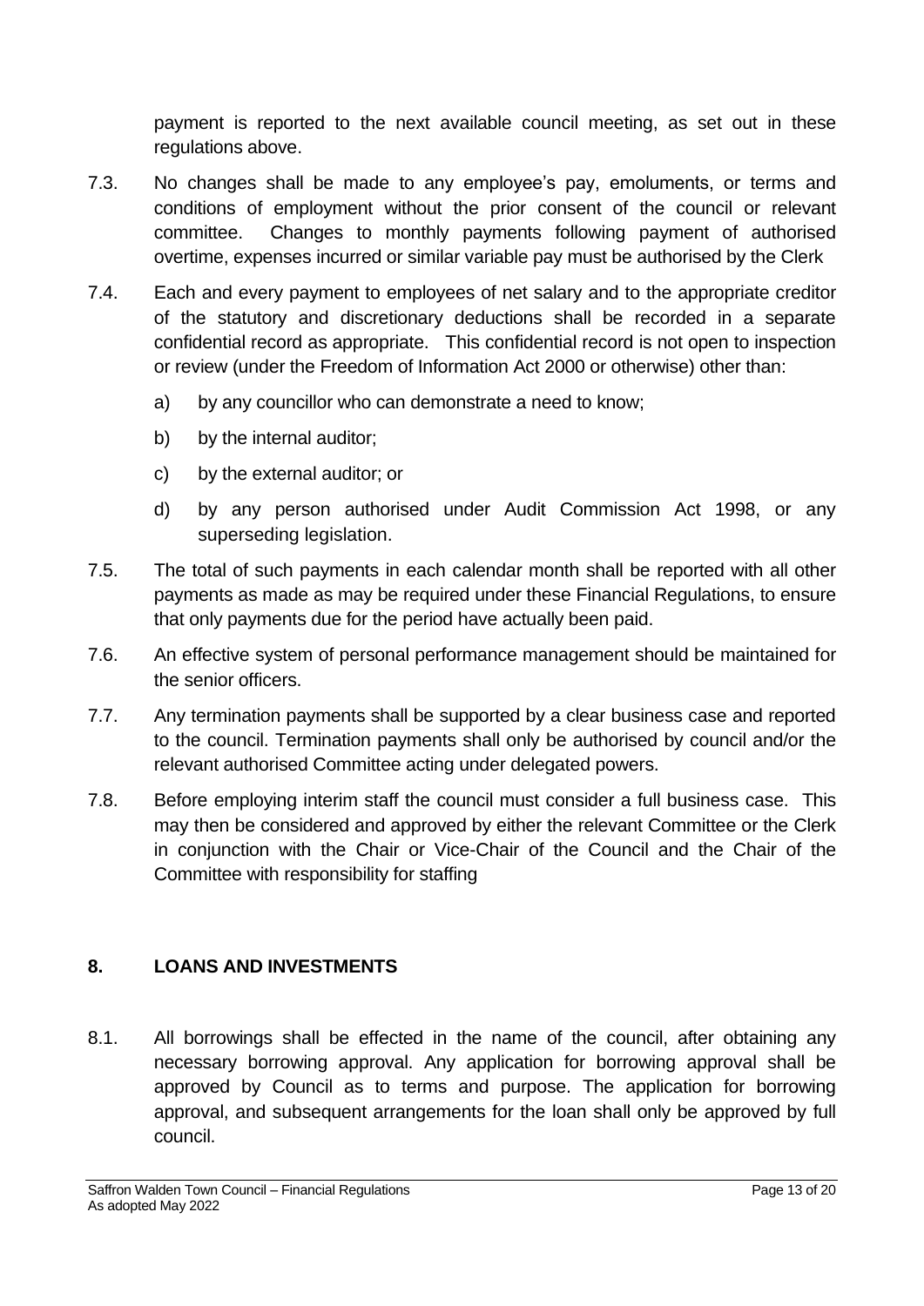payment is reported to the next available council meeting, as set out in these regulations above.

7.3. No changes shall be made to any employee's pay, emoluments, or terms and conditions of employment without the prior consent of the council or relevant committee. Changes to monthly payments following payment of authorised overtime, expenses incurred or similar variable pay must be authorised by the Clerk

7.4. Each and every payment to employees of net salary and to the appropriate creditor of the statutory and discretionary deductions shall be recorded in a separate confidential record as appropriate. This confidential record is not open to inspection or review (under the Freedom of Information Act 2000 or otherwise) other than:

a) by any councillor who can demonstrate a need to know;

b) by the internal auditor;

c) by the external auditor; or

d) by any person authorised under Audit Commission Act 1998, or any superseding legislation.

7.5. The total of such payments in each calendar month shall be reported with all other payments as made as may be required under these Financial Regulations, to ensure that only payments due for the period have actually been paid.

7.6. An effective system of personal performance management should be maintained for the senior officers.

7.7. Any termination payments shall be supported by a clear business case and reported to the council. Termination payments shall only be authorised by council and/or the relevant authorised Committee acting under delegated powers.

7.8. Before employing interim staff the council must consider a full business case. This may then be considered and approved by either the relevant Committee or the Clerk in conjunction with the Chair or Vice-Chair of the Council and the Chair of the Committee with responsibility for staffing

## 8. LOANS AND INVESTMENTS

8.1. All borrowings shall be effected in the name of the council, after obtaining any necessary borrowing approval. Any application for borrowing approval shall be approved by Council as to terms and purpose. The application for borrowing approval, and subsequent arrangements for the loan shall only be approved by full council.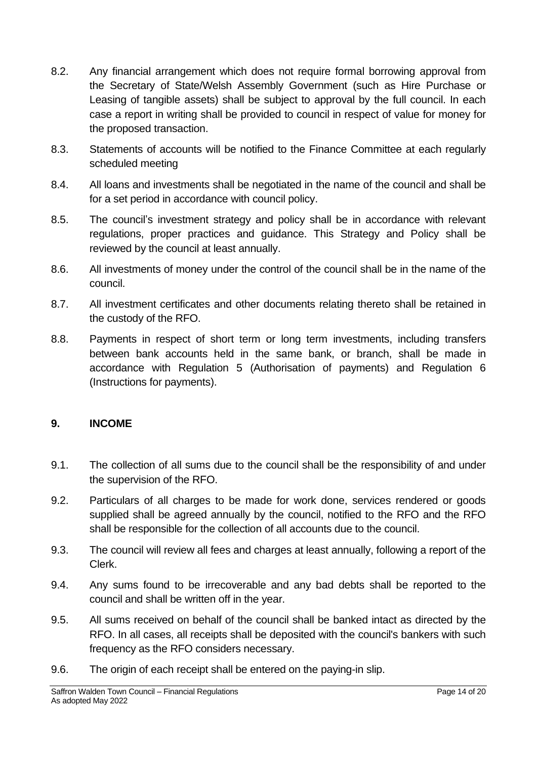8.2. Any financial arrangement which does not require formal borrowing approval from the Secretary of State/Welsh Assembly Government (such as Hire Purchase or Leasing of tangible assets) shall be subject to approval by the full council. In each case a report in writing shall be provided to council in respect of value for money for the proposed transaction.

8.3. Statements of accounts will be notified to the Finance Committee at each regularly scheduled meeting

8.4. All loans and investments shall be negotiated in the name of the council and shall be for a set period in accordance with council policy.

8.5. The council's investment strategy and policy shall be in accordance with relevant regulations, proper practices and guidance. This Strategy and Policy shall be reviewed by the council at least annually.

8.6. All investments of money under the control of the council shall be in the name of the council.

8.7. All investment certificates and other documents relating thereto shall be retained in the custody of the RFO.

8.8. Payments in respect of short term or long term investments, including transfers between bank accounts held in the same bank, or branch, shall be made in accordance with Regulation 5 (Authorisation of payments) and Regulation 6 (Instructions for payments).

## 9. INCOME

9.1. The collection of all sums due to the council shall be the responsibility of and under the supervision of the RFO.

9.2. Particulars of all charges to be made for work done, services rendered or goods supplied shall be agreed annually by the council, notified to the RFO and the RFO shall be responsible for the collection of all accounts due to the council.

9.3. The council will review all fees and charges at least annually, following a report of the Clerk.

9.4. Any sums found to be irrecoverable and any bad debts shall be reported to the council and shall be written off in the year.

9.5. All sums received on behalf of the council shall be banked intact as directed by the RFO. In all cases, all receipts shall be deposited with the council's bankers with such frequency as the RFO considers necessary.

9.6. The origin of each receipt shall be entered on the paying-in slip.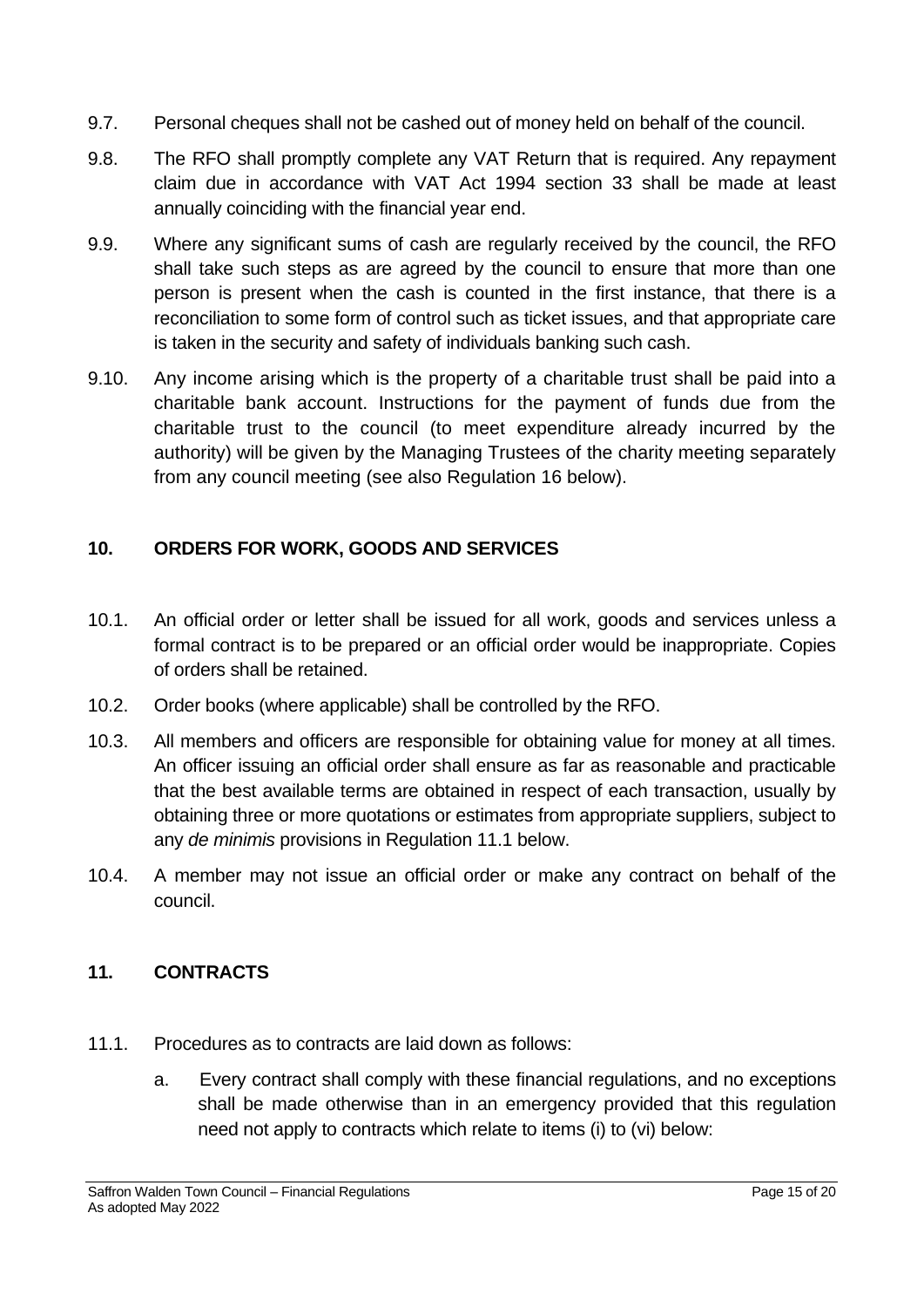9.7. Personal cheques shall not be cashed out of money held on behalf of the council.

9.8. The RFO shall promptly complete any VAT Return that is required. Any repayment claim due in accordance with VAT Act 1994 section 33 shall be made at least annually coinciding with the financial year end.

9.9. Where any significant sums of cash are regularly received by the council, the RFO shall take such steps as are agreed by the council to ensure that more than one person is present when the cash is counted in the first instance, that there is a reconciliation to some form of control such as ticket issues, and that appropriate care is taken in the security and safety of individuals banking such cash.

9.10. Any income arising which is the property of a charitable trust shall be paid into a charitable bank account. Instructions for the payment of funds due from the charitable trust to the council (to meet expenditure already incurred by the authority) will be given by the Managing Trustees of the charity meeting separately from any council meeting (see also Regulation 16 below).

## 10. ORDERS FOR WORK, GOODS AND SERVICES

10.1. An official order or letter shall be issued for all work, goods and services unless a formal contract is to be prepared or an official order would be inappropriate. Copies of orders shall be retained.

10.2. Order books (where applicable) shall be controlled by the RFO.

10.3. All members and officers are responsible for obtaining value for money at all times. An officer issuing an official order shall ensure as far as reasonable and practicable that the best available terms are obtained in respect of each transaction, usually by obtaining three or more quotations or estimates from appropriate suppliers, subject to any *de minimis* provisions in Regulation 11.1 below.

10.4. A member may not issue an official order or make any contract on behalf of the council.

## 11. CONTRACTS

11.1. Procedures as to contracts are laid down as follows:

a. Every contract shall comply with these financial regulations, and no exceptions shall be made otherwise than in an emergency provided that this regulation need not apply to contracts which relate to items (i) to (vi) below: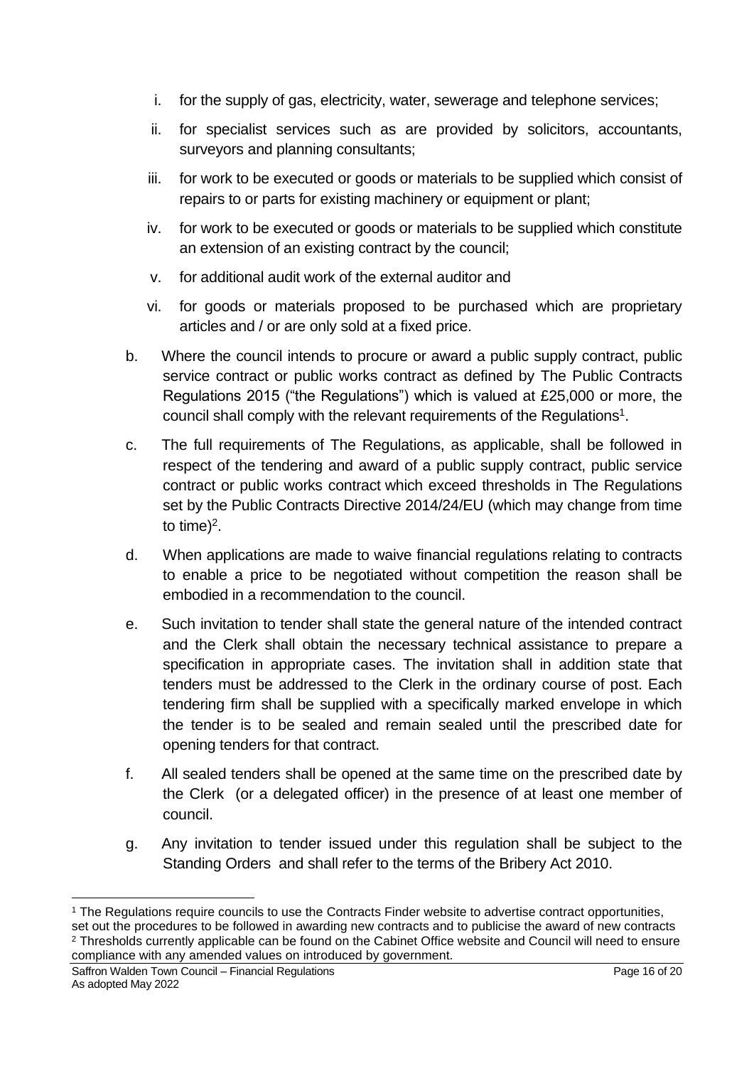i. for the supply of gas, electricity, water, sewerage and telephone services;
ii. for specialist services such as are provided by solicitors, accountants, surveyors and planning consultants;
iii. for work to be executed or goods or materials to be supplied which consist of repairs to or parts for existing machinery or equipment or plant;
iv. for work to be executed or goods or materials to be supplied which constitute an extension of an existing contract by the council;
v. for additional audit work of the external auditor and
vi. for goods or materials proposed to be purchased which are proprietary articles and / or are only sold at a fixed price.

b. Where the council intends to procure or award a public supply contract, public service contract or public works contract as defined by The Public Contracts Regulations 2015 ("the Regulations") which is valued at £25,000 or more, the council shall comply with the relevant requirements of the Regulations[1].

c. The full requirements of The Regulations, as applicable, shall be followed in respect of the tendering and award of a public supply contract, public service contract or public works contract which exceed thresholds in The Regulations set by the Public Contracts Directive 2014/24/EU (which may change from time to time)[2].

d. When applications are made to waive financial regulations relating to contracts to enable a price to be negotiated without competition the reason shall be embodied in a recommendation to the council.

e. Such invitation to tender shall state the general nature of the intended contract and the Clerk shall obtain the necessary technical assistance to prepare a specification in appropriate cases. The invitation shall in addition state that tenders must be addressed to the Clerk in the ordinary course of post. Each tendering firm shall be supplied with a specifically marked envelope in which the tender is to be sealed and remain sealed until the prescribed date for opening tenders for that contract.

f. All sealed tenders shall be opened at the same time on the prescribed date by the Clerk (or a delegated officer) in the presence of at least one member of council.

g. Any invitation to tender issued under this regulation shall be subject to the Standing Orders and shall refer to the terms of the Bribery Act 2010.

---

[1] The Regulations require councils to use the Contracts Finder website to advertise contract opportunities, set out the procedures to be followed in awarding new contracts and to publicise the award of new contracts

[2] Thresholds currently applicable can be found on the Cabinet Office website and Council will need to ensure compliance with any amended values on introduced by government.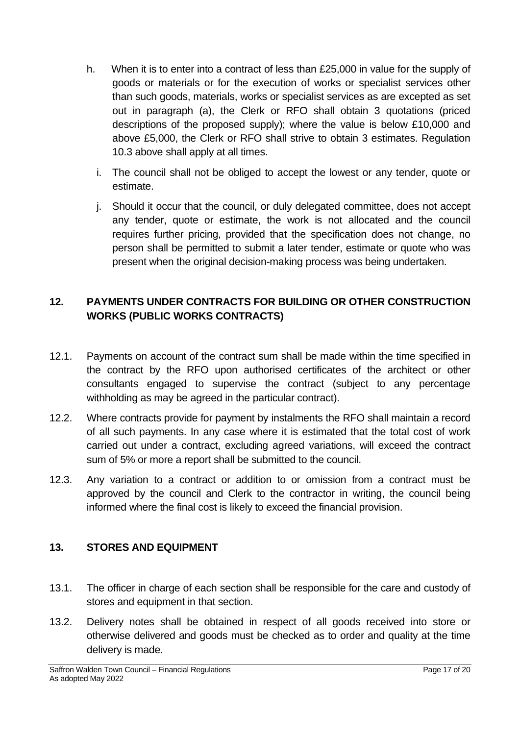h. When it is to enter into a contract of less than £25,000 in value for the supply of goods or materials or for the execution of works or specialist services other than such goods, materials, works or specialist services as are excepted as set out in paragraph (a), the Clerk or RFO shall obtain 3 quotations (priced descriptions of the proposed supply); where the value is below £10,000 and above £5,000, the Clerk or RFO shall strive to obtain 3 estimates. Regulation 10.3 above shall apply at all times.

i. The council shall not be obliged to accept the lowest or any tender, quote or estimate.

j. Should it occur that the council, or duly delegated committee, does not accept any tender, quote or estimate, the work is not allocated and the council requires further pricing, provided that the specification does not change, no person shall be permitted to submit a later tender, estimate or quote who was present when the original decision-making process was being undertaken.

## 12. PAYMENTS UNDER CONTRACTS FOR BUILDING OR OTHER CONSTRUCTION WORKS (PUBLIC WORKS CONTRACTS)

12.1. Payments on account of the contract sum shall be made within the time specified in the contract by the RFO upon authorised certificates of the architect or other consultants engaged to supervise the contract (subject to any percentage withholding as may be agreed in the particular contract).

12.2. Where contracts provide for payment by instalments the RFO shall maintain a record of all such payments. In any case where it is estimated that the total cost of work carried out under a contract, excluding agreed variations, will exceed the contract sum of 5% or more a report shall be submitted to the council.

12.3. Any variation to a contract or addition to or omission from a contract must be approved by the council and Clerk to the contractor in writing, the council being informed where the final cost is likely to exceed the financial provision.

## 13. STORES AND EQUIPMENT

13.1. The officer in charge of each section shall be responsible for the care and custody of stores and equipment in that section.

13.2. Delivery notes shall be obtained in respect of all goods received into store or otherwise delivered and goods must be checked as to order and quality at the time delivery is made.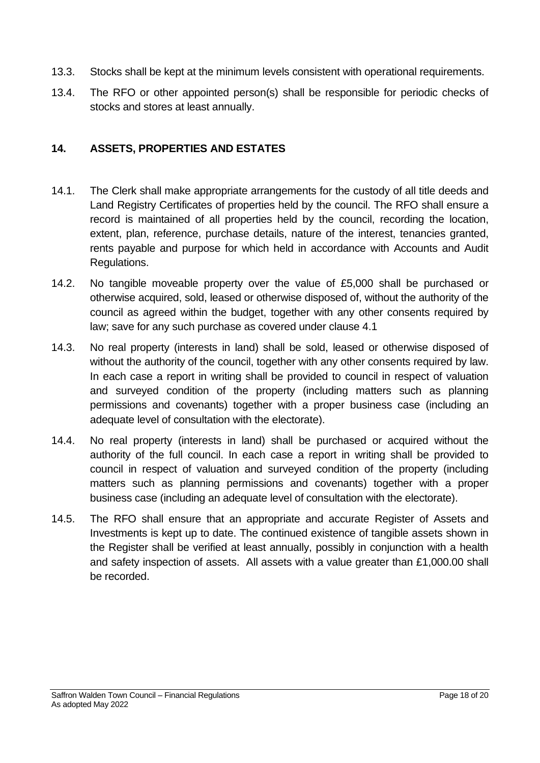13.3. Stocks shall be kept at the minimum levels consistent with operational requirements.

13.4. The RFO or other appointed person(s) shall be responsible for periodic checks of stocks and stores at least annually.

## 14. ASSETS, PROPERTIES AND ESTATES

14.1. The Clerk shall make appropriate arrangements for the custody of all title deeds and Land Registry Certificates of properties held by the council. The RFO shall ensure a record is maintained of all properties held by the council, recording the location, extent, plan, reference, purchase details, nature of the interest, tenancies granted, rents payable and purpose for which held in accordance with Accounts and Audit Regulations.

14.2. No tangible moveable property over the value of £5,000 shall be purchased or otherwise acquired, sold, leased or otherwise disposed of, without the authority of the council as agreed within the budget, together with any other consents required by law; save for any such purchase as covered under clause 4.1

14.3. No real property (interests in land) shall be sold, leased or otherwise disposed of without the authority of the council, together with any other consents required by law. In each case a report in writing shall be provided to council in respect of valuation and surveyed condition of the property (including matters such as planning permissions and covenants) together with a proper business case (including an adequate level of consultation with the electorate).

14.4. No real property (interests in land) shall be purchased or acquired without the authority of the full council. In each case a report in writing shall be provided to council in respect of valuation and surveyed condition of the property (including matters such as planning permissions and covenants) together with a proper business case (including an adequate level of consultation with the electorate).

14.5. The RFO shall ensure that an appropriate and accurate Register of Assets and Investments is kept up to date. The continued existence of tangible assets shown in the Register shall be verified at least annually, possibly in conjunction with a health and safety inspection of assets. All assets with a value greater than £1,000.00 shall be recorded.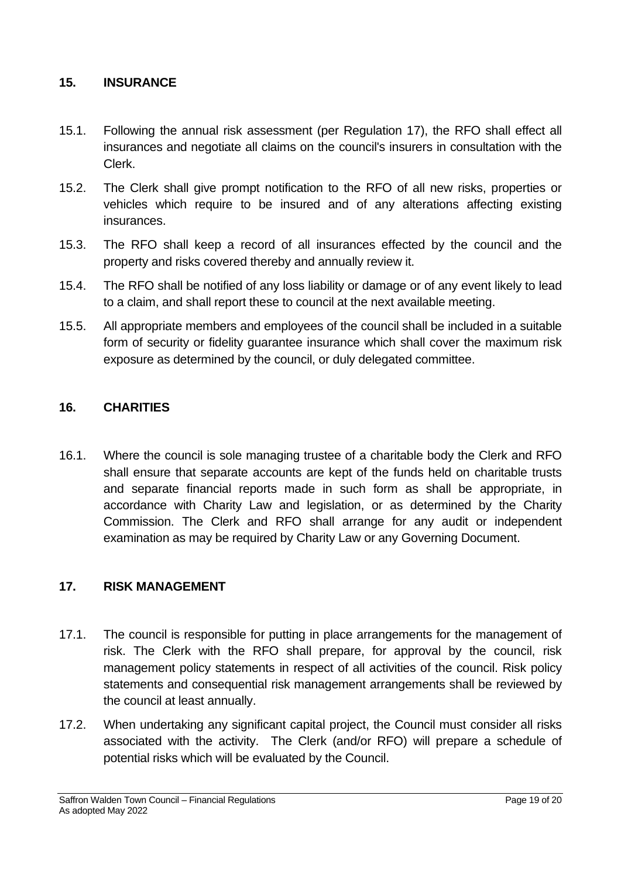## 15. INSURANCE

15.1. Following the annual risk assessment (per Regulation 17), the RFO shall effect all insurances and negotiate all claims on the council's insurers in consultation with the Clerk.

15.2. The Clerk shall give prompt notification to the RFO of all new risks, properties or vehicles which require to be insured and of any alterations affecting existing insurances.

15.3. The RFO shall keep a record of all insurances effected by the council and the property and risks covered thereby and annually review it.

15.4. The RFO shall be notified of any loss liability or damage or of any event likely to lead to a claim, and shall report these to council at the next available meeting.

15.5. All appropriate members and employees of the council shall be included in a suitable form of security or fidelity guarantee insurance which shall cover the maximum risk exposure as determined by the council, or duly delegated committee.

## 16. CHARITIES

16.1. Where the council is sole managing trustee of a charitable body the Clerk and RFO shall ensure that separate accounts are kept of the funds held on charitable trusts and separate financial reports made in such form as shall be appropriate, in accordance with Charity Law and legislation, or as determined by the Charity Commission. The Clerk and RFO shall arrange for any audit or independent examination as may be required by Charity Law or any Governing Document.

## 17. RISK MANAGEMENT

17.1. The council is responsible for putting in place arrangements for the management of risk. The Clerk with the RFO shall prepare, for approval by the council, risk management policy statements in respect of all activities of the council. Risk policy statements and consequential risk management arrangements shall be reviewed by the council at least annually.

17.2. When undertaking any significant capital project, the Council must consider all risks associated with the activity. The Clerk (and/or RFO) will prepare a schedule of potential risks which will be evaluated by the Council.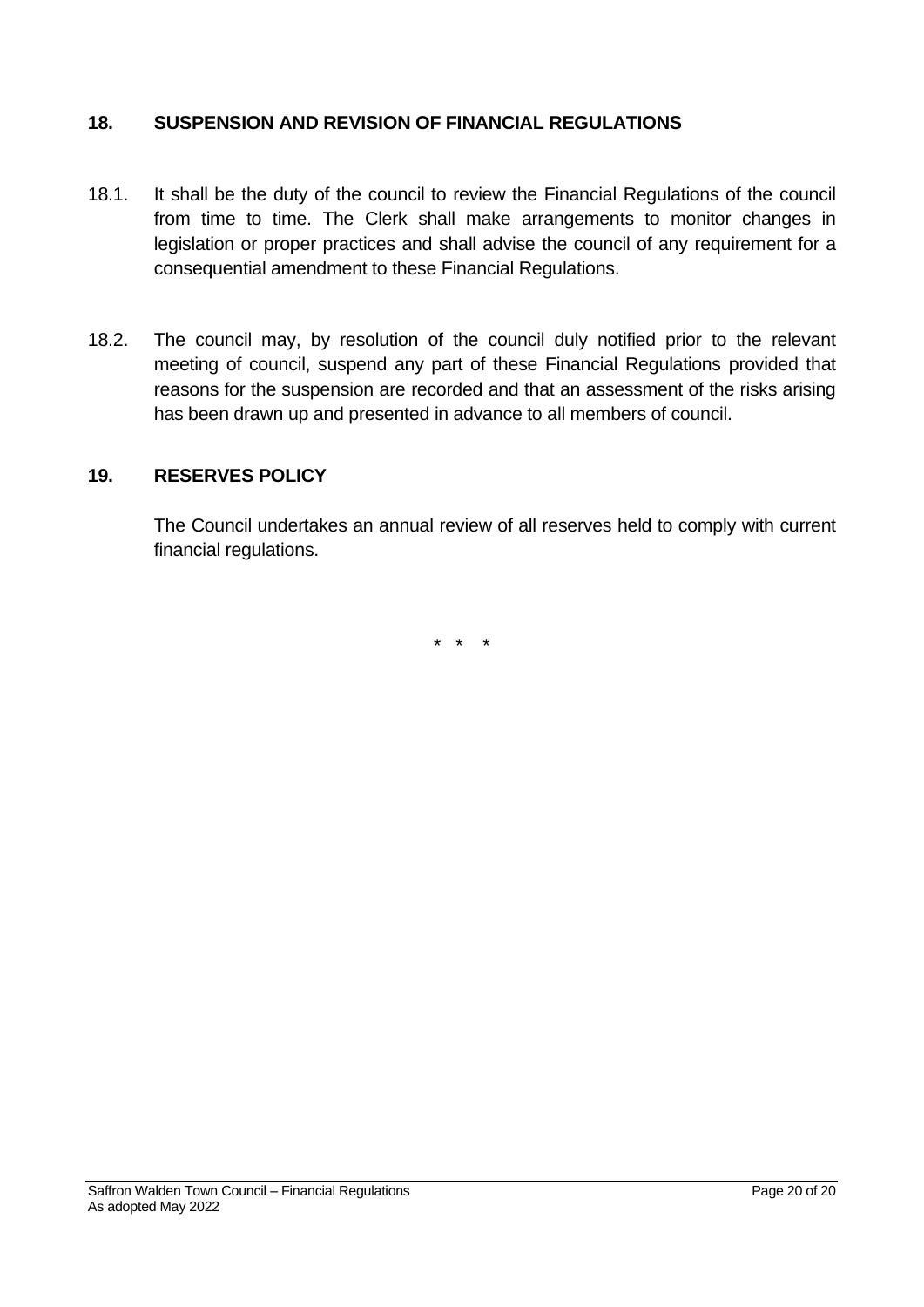## 18. SUSPENSION AND REVISION OF FINANCIAL REGULATIONS

18.1. It shall be the duty of the council to review the Financial Regulations of the council from time to time. The Clerk shall make arrangements to monitor changes in legislation or proper practices and shall advise the council of any requirement for a consequential amendment to these Financial Regulations.

18.2. The council may, by resolution of the council duly notified prior to the relevant meeting of council, suspend any part of these Financial Regulations provided that reasons for the suspension are recorded and that an assessment of the risks arising has been drawn up and presented in advance to all members of council.

## 19. RESERVES POLICY

The Council undertakes an annual review of all reserves held to comply with current financial regulations.

\* \* \*